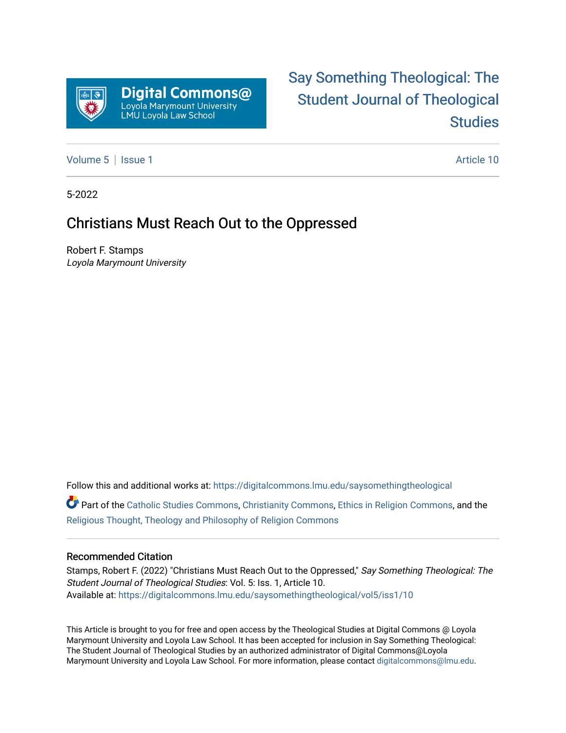Digital Commons@ Loyola Marymount University LMU Loyola Law School

Say Something Theological: The Student Journal of Theological Studies

Volume 5 | Issue 1 — Article 10

5-2022

# Christians Must Reach Out to the Oppressed

Robert F. Stamps
*Loyola Marymount University*

Follow this and additional works at: https://digitalcommons.lmu.edu/saysomethingtheological

Part of the Catholic Studies Commons, Christianity Commons, Ethics in Religion Commons, and the Religious Thought, Theology and Philosophy of Religion Commons

## Recommended Citation

Stamps, Robert F. (2022) "Christians Must Reach Out to the Oppressed," *Say Something Theological: The Student Journal of Theological Studies*: Vol. 5: Iss. 1, Article 10.
Available at: https://digitalcommons.lmu.edu/saysomethingtheological/vol5/iss1/10

This Article is brought to you for free and open access by the Theological Studies at Digital Commons @ Loyola Marymount University and Loyola Law School. It has been accepted for inclusion in Say Something Theological: The Student Journal of Theological Studies by an authorized administrator of Digital Commons@Loyola Marymount University and Loyola Law School. For more information, please contact digitalcommons@lmu.edu.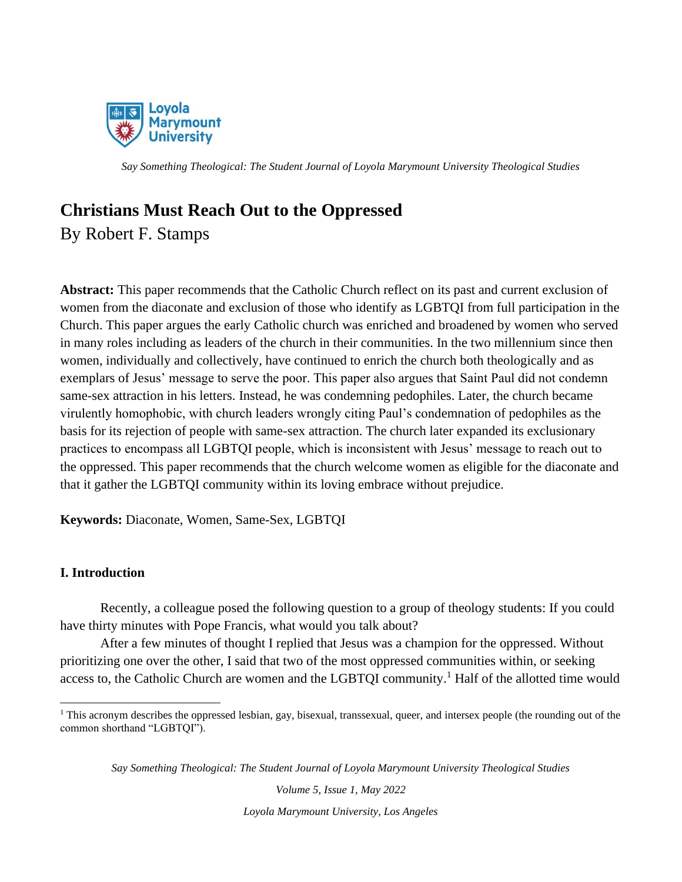# Christians Must Reach Out to the Oppressed

By Robert F. Stamps

**Abstract:** This paper recommends that the Catholic Church reflect on its past and current exclusion of women from the diaconate and exclusion of those who identify as LGBTQI from full participation in the Church. This paper argues the early Catholic church was enriched and broadened by women who served in many roles including as leaders of the church in their communities. In the two millennium since then women, individually and collectively, have continued to enrich the church both theologically and as exemplars of Jesus' message to serve the poor. This paper also argues that Saint Paul did not condemn same-sex attraction in his letters. Instead, he was condemning pedophiles. Later, the church became virulently homophobic, with church leaders wrongly citing Paul's condemnation of pedophiles as the basis for its rejection of people with same-sex attraction. The church later expanded its exclusionary practices to encompass all LGBTQI people, which is inconsistent with Jesus' message to reach out to the oppressed. This paper recommends that the church welcome women as eligible for the diaconate and that it gather the LGBTQI community within its loving embrace without prejudice.

**Keywords:** Diaconate, Women, Same-Sex, LGBTQI

## I. Introduction

Recently, a colleague posed the following question to a group of theology students: If you could have thirty minutes with Pope Francis, what would you talk about?

After a few minutes of thought I replied that Jesus was a champion for the oppressed. Without prioritizing one over the other, I said that two of the most oppressed communities within, or seeking access to, the Catholic Church are women and the LGBTQI community.[1] Half of the allotted time would

[1] This acronym describes the oppressed lesbian, gay, bisexual, transsexual, queer, and intersex people (the rounding out of the common shorthand "LGBTQI").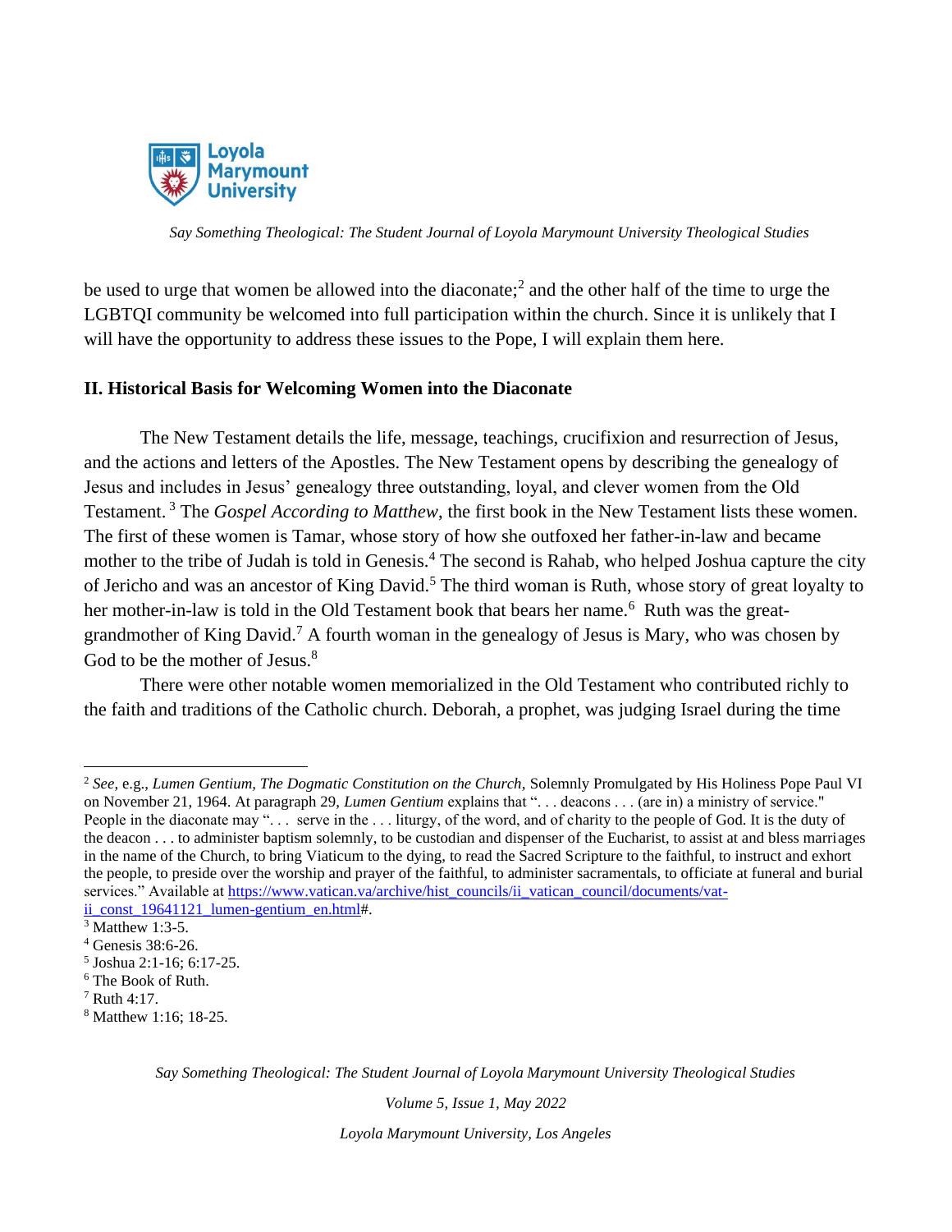be used to urge that women be allowed into the diaconate;[2] and the other half of the time to urge the LGBTQI community be welcomed into full participation within the church. Since it is unlikely that I will have the opportunity to address these issues to the Pope, I will explain them here.

**II. Historical Basis for Welcoming Women into the Diaconate**

The New Testament details the life, message, teachings, crucifixion and resurrection of Jesus, and the actions and letters of the Apostles. The New Testament opens by describing the genealogy of Jesus and includes in Jesus' genealogy three outstanding, loyal, and clever women from the Old Testament. [3] The *Gospel According to Matthew*, the first book in the New Testament lists these women. The first of these women is Tamar, whose story of how she outfoxed her father-in-law and became mother to the tribe of Judah is told in Genesis.[4] The second is Rahab, who helped Joshua capture the city of Jericho and was an ancestor of King David.[5] The third woman is Ruth, whose story of great loyalty to her mother-in-law is told in the Old Testament book that bears her name.[6] Ruth was the great-grandmother of King David.[7] A fourth woman in the genealogy of Jesus is Mary, who was chosen by God to be the mother of Jesus.[8]

There were other notable women memorialized in the Old Testament who contributed richly to the faith and traditions of the Catholic church. Deborah, a prophet, was judging Israel during the time

---

[2] *See*, e.g., *Lumen Gentium, The Dogmatic Constitution on the Church,* Solemnly Promulgated by His Holiness Pope Paul VI on November 21, 1964. At paragraph 29, *Lumen Gentium* explains that ". . . deacons . . . (are in) a ministry of service." People in the diaconate may ". . . serve in the . . . liturgy, of the word, and of charity to the people of God. It is the duty of the deacon . . . to administer baptism solemnly, to be custodian and dispenser of the Eucharist, to assist at and bless marriages in the name of the Church, to bring Viaticum to the dying, to read the Sacred Scripture to the faithful, to instruct and exhort the people, to preside over the worship and prayer of the faithful, to administer sacramentals, to officiate at funeral and burial services." Available at https://www.vatican.va/archive/hist_councils/ii_vatican_council/documents/vat-ii_const_19641121_lumen-gentium_en.html#.

[3] Matthew 1:3-5.

[4] Genesis 38:6-26.

[5] Joshua 2:1-16; 6:17-25.

[6] The Book of Ruth.

[7] Ruth 4:17.

[8] Matthew 1:16; 18-25.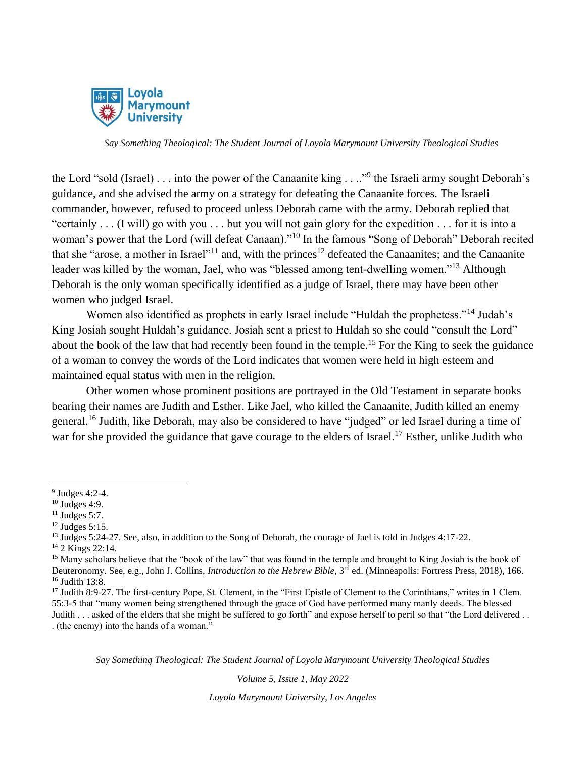the Lord "sold (Israel) . . . into the power of the Canaanite king . . .."[9] the Israeli army sought Deborah's guidance, and she advised the army on a strategy for defeating the Canaanite forces. The Israeli commander, however, refused to proceed unless Deborah came with the army. Deborah replied that "certainly . . . (I will) go with you . . . but you will not gain glory for the expedition . . . for it is into a woman's power that the Lord (will defeat Canaan)."[10] In the famous "Song of Deborah" Deborah recited that she "arose, a mother in Israel"[11] and, with the princes[12] defeated the Canaanites; and the Canaanite leader was killed by the woman, Jael, who was "blessed among tent-dwelling women."[13] Although Deborah is the only woman specifically identified as a judge of Israel, there may have been other women who judged Israel.

Women also identified as prophets in early Israel include "Huldah the prophetess."[14] Judah's King Josiah sought Huldah's guidance. Josiah sent a priest to Huldah so she could "consult the Lord" about the book of the law that had recently been found in the temple.[15] For the King to seek the guidance of a woman to convey the words of the Lord indicates that women were held in high esteem and maintained equal status with men in the religion.

Other women whose prominent positions are portrayed in the Old Testament in separate books bearing their names are Judith and Esther. Like Jael, who killed the Canaanite, Judith killed an enemy general.[16] Judith, like Deborah, may also be considered to have "judged" or led Israel during a time of war for she provided the guidance that gave courage to the elders of Israel.[17] Esther, unlike Judith who

---

[9] Judges 4:2-4.

[10] Judges 4:9.

[11] Judges 5:7.

[12] Judges 5:15.

[13] Judges 5:24-27. See, also, in addition to the Song of Deborah, the courage of Jael is told in Judges 4:17-22.

[14] 2 Kings 22:14.

[15] Many scholars believe that the "book of the law" that was found in the temple and brought to King Josiah is the book of Deuteronomy. See, e.g., John J. Collins, *Introduction to the Hebrew Bible*, 3rd ed. (Minneapolis: Fortress Press, 2018), 166.

[16] Judith 13:8.

[17] Judith 8:9-27. The first-century Pope, St. Clement, in the "First Epistle of Clement to the Corinthians," writes in 1 Clem. 55:3-5 that "many women being strengthened through the grace of God have performed many manly deeds. The blessed Judith . . . asked of the elders that she might be suffered to go forth" and expose herself to peril so that "the Lord delivered . . . (the enemy) into the hands of a woman."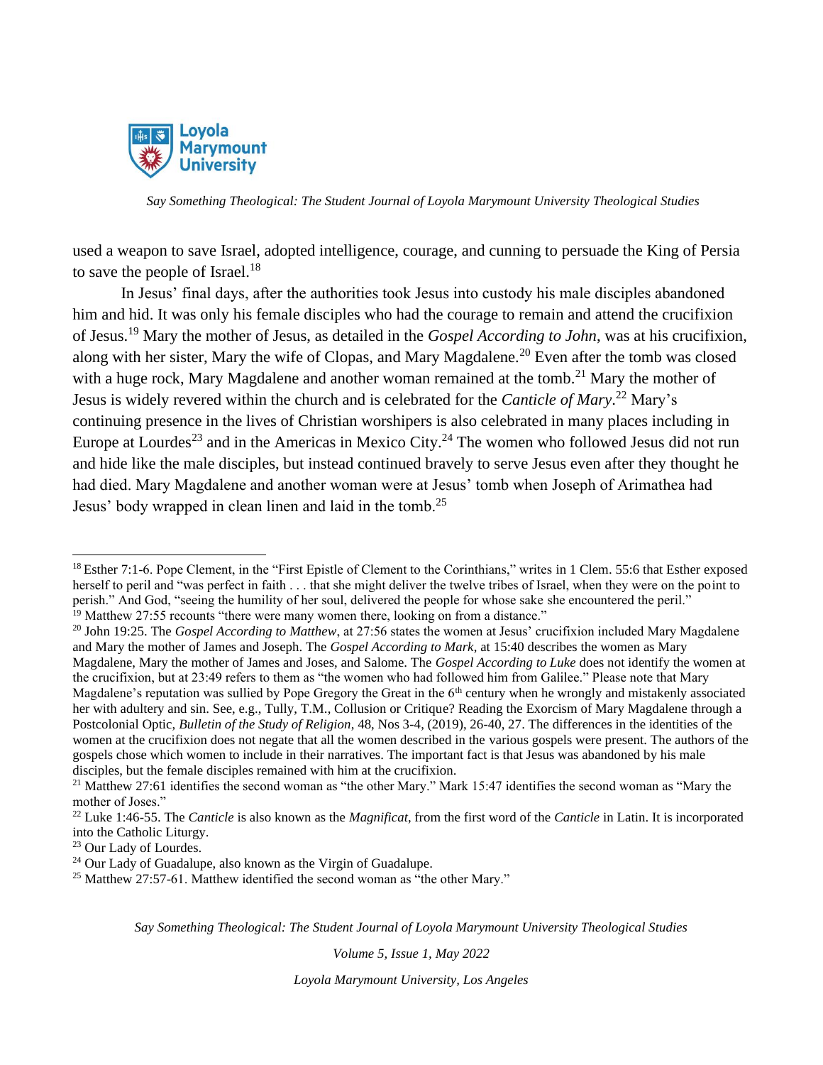used a weapon to save Israel, adopted intelligence, courage, and cunning to persuade the King of Persia to save the people of Israel.[18]

In Jesus' final days, after the authorities took Jesus into custody his male disciples abandoned him and hid. It was only his female disciples who had the courage to remain and attend the crucifixion of Jesus.[19] Mary the mother of Jesus, as detailed in the *Gospel According to John*, was at his crucifixion, along with her sister, Mary the wife of Clopas, and Mary Magdalene.[20] Even after the tomb was closed with a huge rock, Mary Magdalene and another woman remained at the tomb.[21] Mary the mother of Jesus is widely revered within the church and is celebrated for the *Canticle of Mary*.[22] Mary's continuing presence in the lives of Christian worshipers is also celebrated in many places including in Europe at Lourdes[23] and in the Americas in Mexico City.[24] The women who followed Jesus did not run and hide like the male disciples, but instead continued bravely to serve Jesus even after they thought he had died. Mary Magdalene and another woman were at Jesus' tomb when Joseph of Arimathea had Jesus' body wrapped in clean linen and laid in the tomb.[25]

---

[18] Esther 7:1-6. Pope Clement, in the "First Epistle of Clement to the Corinthians," writes in 1 Clem. 55:6 that Esther exposed herself to peril and "was perfect in faith . . . that she might deliver the twelve tribes of Israel, when they were on the point to perish." And God, "seeing the humility of her soul, delivered the people for whose sake she encountered the peril."

[19] Matthew 27:55 recounts "there were many women there, looking on from a distance."

[20] John 19:25. The *Gospel According to Matthew*, at 27:56 states the women at Jesus' crucifixion included Mary Magdalene and Mary the mother of James and Joseph. The *Gospel According to Mark*, at 15:40 describes the women as Mary Magdalene, Mary the mother of James and Joses, and Salome. The *Gospel According to Luke* does not identify the women at the crucifixion, but at 23:49 refers to them as "the women who had followed him from Galilee." Please note that Mary Magdalene's reputation was sullied by Pope Gregory the Great in the 6th century when he wrongly and mistakenly associated her with adultery and sin. See, e.g., Tully, T.M., Collusion or Critique? Reading the Exorcism of Mary Magdalene through a Postcolonial Optic, *Bulletin of the Study of Religion*, 48, Nos 3-4, (2019), 26-40, 27. The differences in the identities of the women at the crucifixion does not negate that all the women described in the various gospels were present. The authors of the gospels chose which women to include in their narratives. The important fact is that Jesus was abandoned by his male disciples, but the female disciples remained with him at the crucifixion.

[21] Matthew 27:61 identifies the second woman as "the other Mary." Mark 15:47 identifies the second woman as "Mary the mother of Joses."

[22] Luke 1:46-55. The *Canticle* is also known as the *Magnificat*, from the first word of the *Canticle* in Latin. It is incorporated into the Catholic Liturgy.

[23] Our Lady of Lourdes.

[24] Our Lady of Guadalupe, also known as the Virgin of Guadalupe.

[25] Matthew 27:57-61. Matthew identified the second woman as "the other Mary."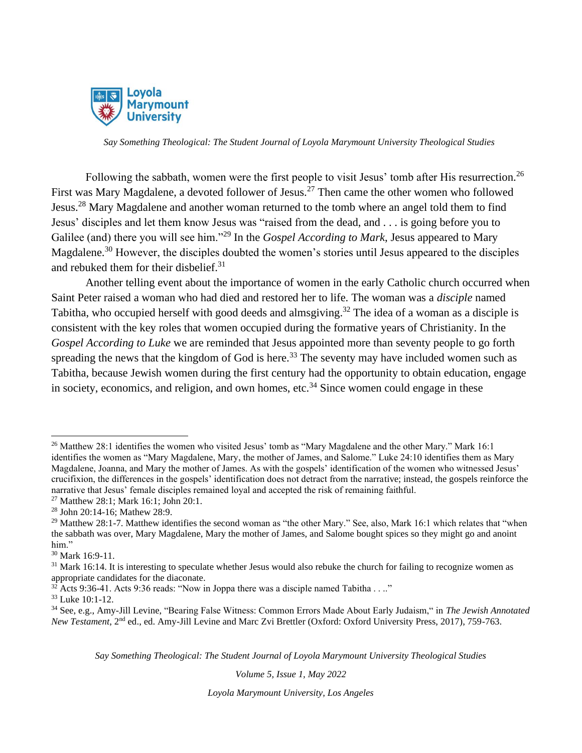Following the sabbath, women were the first people to visit Jesus' tomb after His resurrection.[26] First was Mary Magdalene, a devoted follower of Jesus.[27] Then came the other women who followed Jesus.[28] Mary Magdalene and another woman returned to the tomb where an angel told them to find Jesus' disciples and let them know Jesus was "raised from the dead, and . . . is going before you to Galilee (and) there you will see him."[29] In the *Gospel According to Mark*, Jesus appeared to Mary Magdalene.[30] However, the disciples doubted the women's stories until Jesus appeared to the disciples and rebuked them for their disbelief.[31]

Another telling event about the importance of women in the early Catholic church occurred when Saint Peter raised a woman who had died and restored her to life. The woman was a *disciple* named Tabitha, who occupied herself with good deeds and almsgiving.[32] The idea of a woman as a disciple is consistent with the key roles that women occupied during the formative years of Christianity. In the *Gospel According to Luke* we are reminded that Jesus appointed more than seventy people to go forth spreading the news that the kingdom of God is here.[33] The seventy may have included women such as Tabitha, because Jewish women during the first century had the opportunity to obtain education, engage in society, economics, and religion, and own homes, etc.[34] Since women could engage in these

---

[26] Matthew 28:1 identifies the women who visited Jesus' tomb as "Mary Magdalene and the other Mary." Mark 16:1 identifies the women as "Mary Magdalene, Mary, the mother of James, and Salome." Luke 24:10 identifies them as Mary Magdalene, Joanna, and Mary the mother of James. As with the gospels' identification of the women who witnessed Jesus' crucifixion, the differences in the gospels' identification does not detract from the narrative; instead, the gospels reinforce the narrative that Jesus' female disciples remained loyal and accepted the risk of remaining faithful.

[27] Matthew 28:1; Mark 16:1; John 20:1.

[28] John 20:14-16; Mathew 28:9.

[29] Matthew 28:1-7. Matthew identifies the second woman as "the other Mary." See, also, Mark 16:1 which relates that "when the sabbath was over, Mary Magdalene, Mary the mother of James, and Salome bought spices so they might go and anoint him."

[30] Mark 16:9-11.

[31] Mark 16:14. It is interesting to speculate whether Jesus would also rebuke the church for failing to recognize women as appropriate candidates for the diaconate.

[32] Acts 9:36-41. Acts 9:36 reads: "Now in Joppa there was a disciple named Tabitha . . .."

[33] Luke 10:1-12.

[34] See, e.g., Amy-Jill Levine, "Bearing False Witness: Common Errors Made About Early Judaism," in *The Jewish Annotated New Testament*, 2nd ed., ed. Amy-Jill Levine and Marc Zvi Brettler (Oxford: Oxford University Press, 2017), 759-763.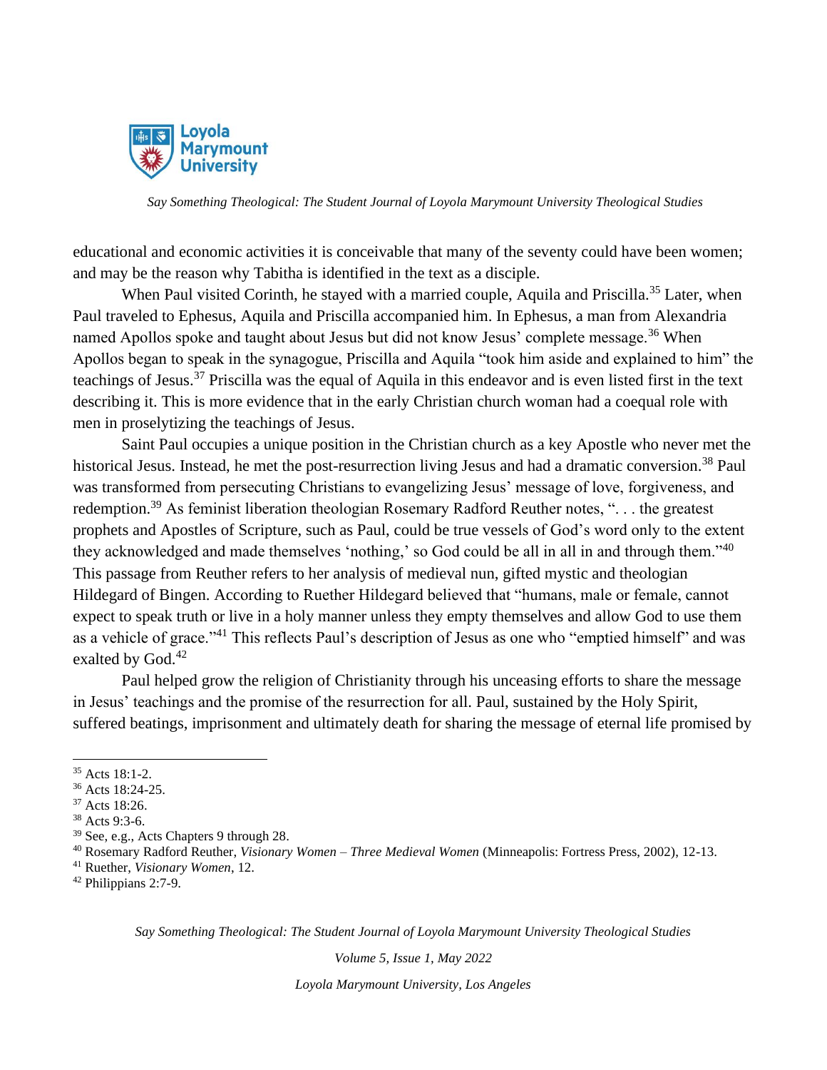educational and economic activities it is conceivable that many of the seventy could have been women; and may be the reason why Tabitha is identified in the text as a disciple.

When Paul visited Corinth, he stayed with a married couple, Aquila and Priscilla.[35] Later, when Paul traveled to Ephesus, Aquila and Priscilla accompanied him. In Ephesus, a man from Alexandria named Apollos spoke and taught about Jesus but did not know Jesus' complete message.[36] When Apollos began to speak in the synagogue, Priscilla and Aquila "took him aside and explained to him" the teachings of Jesus.[37] Priscilla was the equal of Aquila in this endeavor and is even listed first in the text describing it. This is more evidence that in the early Christian church woman had a coequal role with men in proselytizing the teachings of Jesus.

Saint Paul occupies a unique position in the Christian church as a key Apostle who never met the historical Jesus. Instead, he met the post-resurrection living Jesus and had a dramatic conversion.[38] Paul was transformed from persecuting Christians to evangelizing Jesus' message of love, forgiveness, and redemption.[39] As feminist liberation theologian Rosemary Radford Reuther notes, ". . . the greatest prophets and Apostles of Scripture, such as Paul, could be true vessels of God's word only to the extent they acknowledged and made themselves 'nothing,' so God could be all in all in and through them."[40] This passage from Reuther refers to her analysis of medieval nun, gifted mystic and theologian Hildegard of Bingen. According to Ruether Hildegard believed that "humans, male or female, cannot expect to speak truth or live in a holy manner unless they empty themselves and allow God to use them as a vehicle of grace."[41] This reflects Paul's description of Jesus as one who "emptied himself" and was exalted by God.[42]

Paul helped grow the religion of Christianity through his unceasing efforts to share the message in Jesus' teachings and the promise of the resurrection for all. Paul, sustained by the Holy Spirit, suffered beatings, imprisonment and ultimately death for sharing the message of eternal life promised by

---

[35] Acts 18:1-2.

[36] Acts 18:24-25.

[37] Acts 18:26.

[38] Acts 9:3-6.

[39] See, e.g., Acts Chapters 9 through 28.

[40] Rosemary Radford Reuther, *Visionary Women – Three Medieval Women* (Minneapolis: Fortress Press, 2002), 12-13.

[41] Ruether, *Visionary Women*, 12.

[42] Philippians 2:7-9.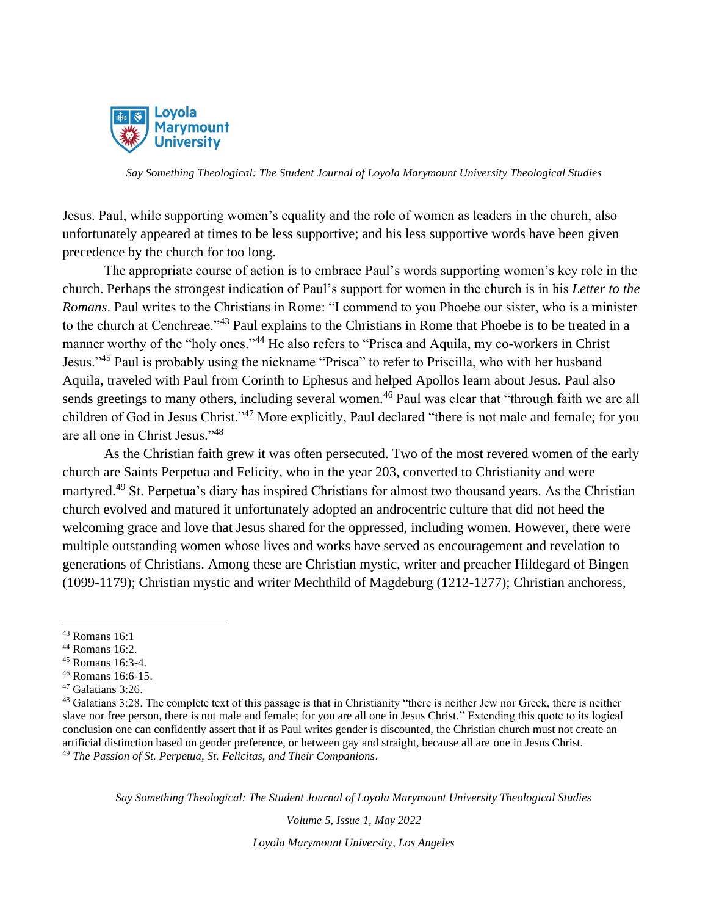Jesus. Paul, while supporting women's equality and the role of women as leaders in the church, also unfortunately appeared at times to be less supportive; and his less supportive words have been given precedence by the church for too long.

The appropriate course of action is to embrace Paul's words supporting women's key role in the church. Perhaps the strongest indication of Paul's support for women in the church is in his *Letter to the Romans*. Paul writes to the Christians in Rome: "I commend to you Phoebe our sister, who is a minister to the church at Cenchreae."[43] Paul explains to the Christians in Rome that Phoebe is to be treated in a manner worthy of the "holy ones."[44] He also refers to "Prisca and Aquila, my co-workers in Christ Jesus."[45] Paul is probably using the nickname "Prisca" to refer to Priscilla, who with her husband Aquila, traveled with Paul from Corinth to Ephesus and helped Apollos learn about Jesus. Paul also sends greetings to many others, including several women.[46] Paul was clear that "through faith we are all children of God in Jesus Christ."[47] More explicitly, Paul declared "there is not male and female; for you are all one in Christ Jesus."[48]

As the Christian faith grew it was often persecuted. Two of the most revered women of the early church are Saints Perpetua and Felicity, who in the year 203, converted to Christianity and were martyred.[49] St. Perpetua's diary has inspired Christians for almost two thousand years. As the Christian church evolved and matured it unfortunately adopted an androcentric culture that did not heed the welcoming grace and love that Jesus shared for the oppressed, including women. However, there were multiple outstanding women whose lives and works have served as encouragement and revelation to generations of Christians. Among these are Christian mystic, writer and preacher Hildegard of Bingen (1099-1179); Christian mystic and writer Mechthild of Magdeburg (1212-1277); Christian anchoress,

---

[43] Romans 16:1

[44] Romans 16:2.

[45] Romans 16:3-4.

[46] Romans 16:6-15.

[47] Galatians 3:26.

[48] Galatians 3:28. The complete text of this passage is that in Christianity "there is neither Jew nor Greek, there is neither slave nor free person, there is not male and female; for you are all one in Jesus Christ." Extending this quote to its logical conclusion one can confidently assert that if as Paul writes gender is discounted, the Christian church must not create an artificial distinction based on gender preference, or between gay and straight, because all are one in Jesus Christ.

[49] *The Passion of St. Perpetua, St. Felicitas, and Their Companions*.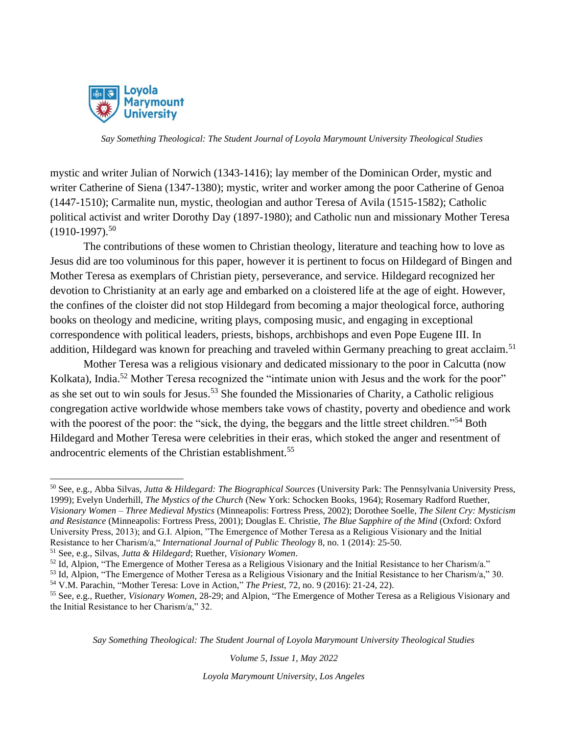mystic and writer Julian of Norwich (1343-1416); lay member of the Dominican Order, mystic and writer Catherine of Siena (1347-1380); mystic, writer and worker among the poor Catherine of Genoa (1447-1510); Carmalite nun, mystic, theologian and author Teresa of Avila (1515-1582); Catholic political activist and writer Dorothy Day (1897-1980); and Catholic nun and missionary Mother Teresa (1910-1997).[50]

The contributions of these women to Christian theology, literature and teaching how to love as Jesus did are too voluminous for this paper, however it is pertinent to focus on Hildegard of Bingen and Mother Teresa as exemplars of Christian piety, perseverance, and service. Hildegard recognized her devotion to Christianity at an early age and embarked on a cloistered life at the age of eight. However, the confines of the cloister did not stop Hildegard from becoming a major theological force, authoring books on theology and medicine, writing plays, composing music, and engaging in exceptional correspondence with political leaders, priests, bishops, archbishops and even Pope Eugene III. In addition, Hildegard was known for preaching and traveled within Germany preaching to great acclaim.[51]

Mother Teresa was a religious visionary and dedicated missionary to the poor in Calcutta (now Kolkata), India.[52] Mother Teresa recognized the "intimate union with Jesus and the work for the poor" as she set out to win souls for Jesus.[53] She founded the Missionaries of Charity, a Catholic religious congregation active worldwide whose members take vows of chastity, poverty and obedience and work with the poorest of the poor: the "sick, the dying, the beggars and the little street children."[54] Both Hildegard and Mother Teresa were celebrities in their eras, which stoked the anger and resentment of androcentric elements of the Christian establishment.[55]

---

[50] See, e.g., Abba Silvas, *Jutta & Hildegard: The Biographical Sources* (University Park: The Pennsylvania University Press, 1999); Evelyn Underhill, *The Mystics of the Church* (New York: Schocken Books, 1964); Rosemary Radford Ruether, *Visionary Women – Three Medieval Mystics* (Minneapolis: Fortress Press, 2002); Dorothee Soelle, *The Silent Cry: Mysticism and Resistance* (Minneapolis: Fortress Press, 2001); Douglas E. Christie, *The Blue Sapphire of the Mind* (Oxford: Oxford University Press, 2013); and G.I. Alpion, "The Emergence of Mother Teresa as a Religious Visionary and the Initial Resistance to her Charism/a," *International Journal of Public Theology* 8, no. 1 (2014): 25-50.

[51] See, e.g., Silvas, *Jutta & Hildegard*; Ruether, *Visionary Women*.

[52] Id, Alpion, "The Emergence of Mother Teresa as a Religious Visionary and the Initial Resistance to her Charism/a."

[53] Id, Alpion, "The Emergence of Mother Teresa as a Religious Visionary and the Initial Resistance to her Charism/a," 30.

[54] V.M. Parachin, "Mother Teresa: Love in Action," *The Priest*, 72, no. 9 (2016): 21-24, 22).

[55] See, e.g., Ruether, *Visionary Women*, 28-29; and Alpion, "The Emergence of Mother Teresa as a Religious Visionary and the Initial Resistance to her Charism/a," 32.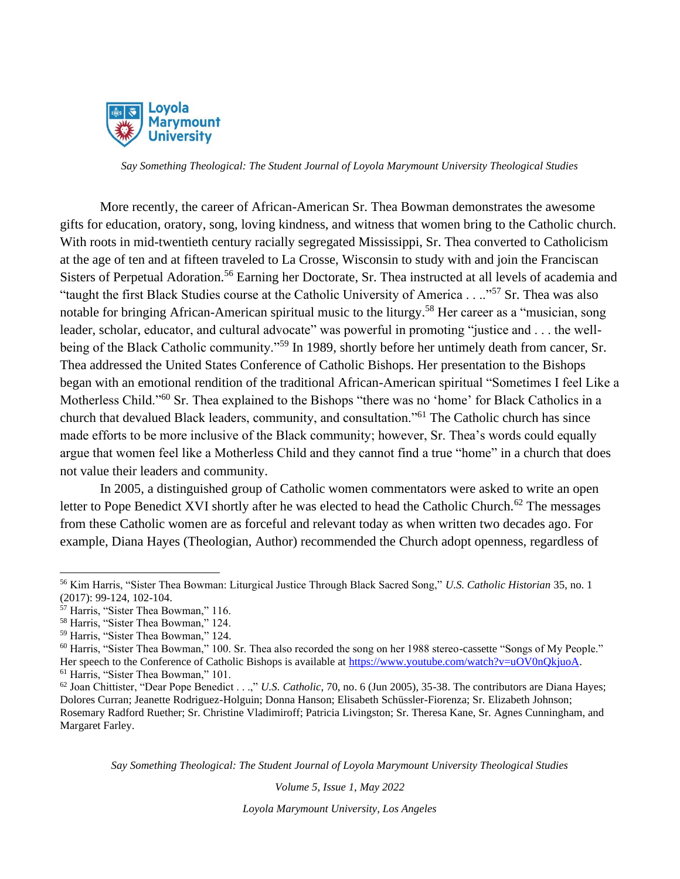More recently, the career of African-American Sr. Thea Bowman demonstrates the awesome gifts for education, oratory, song, loving kindness, and witness that women bring to the Catholic church. With roots in mid-twentieth century racially segregated Mississippi, Sr. Thea converted to Catholicism at the age of ten and at fifteen traveled to La Crosse, Wisconsin to study with and join the Franciscan Sisters of Perpetual Adoration.[56] Earning her Doctorate, Sr. Thea instructed at all levels of academia and "taught the first Black Studies course at the Catholic University of America . . .."[57] Sr. Thea was also notable for bringing African-American spiritual music to the liturgy.[58] Her career as a "musician, song leader, scholar, educator, and cultural advocate" was powerful in promoting "justice and . . . the well-being of the Black Catholic community."[59] In 1989, shortly before her untimely death from cancer, Sr. Thea addressed the United States Conference of Catholic Bishops. Her presentation to the Bishops began with an emotional rendition of the traditional African-American spiritual "Sometimes I feel Like a Motherless Child."[60] Sr. Thea explained to the Bishops "there was no 'home' for Black Catholics in a church that devalued Black leaders, community, and consultation."[61] The Catholic church has since made efforts to be more inclusive of the Black community; however, Sr. Thea's words could equally argue that women feel like a Motherless Child and they cannot find a true "home" in a church that does not value their leaders and community.

In 2005, a distinguished group of Catholic women commentators were asked to write an open letter to Pope Benedict XVI shortly after he was elected to head the Catholic Church.[62] The messages from these Catholic women are as forceful and relevant today as when written two decades ago. For example, Diana Hayes (Theologian, Author) recommended the Church adopt openness, regardless of

---

[56] Kim Harris, "Sister Thea Bowman: Liturgical Justice Through Black Sacred Song," *U.S. Catholic Historian* 35, no. 1 (2017): 99-124, 102-104.

[57] Harris, "Sister Thea Bowman," 116.

[58] Harris, "Sister Thea Bowman," 124.

[59] Harris, "Sister Thea Bowman," 124.

[60] Harris, "Sister Thea Bowman," 100. Sr. Thea also recorded the song on her 1988 stereo-cassette "Songs of My People." Her speech to the Conference of Catholic Bishops is available at https://www.youtube.com/watch?v=uOV0nQkjuoA.

[61] Harris, "Sister Thea Bowman," 101.

[62] Joan Chittister, "Dear Pope Benedict . . .," *U.S. Catholic*, 70, no. 6 (Jun 2005), 35-38. The contributors are Diana Hayes; Dolores Curran; Jeanette Rodriguez-Holguin; Donna Hanson; Elisabeth Schüssler-Fiorenza; Sr. Elizabeth Johnson; Rosemary Radford Rueher; Sr. Christine Vladimiroff; Patricia Livingston; Sr. Theresa Kane, Sr. Agnes Cunningham, and Margaret Farley.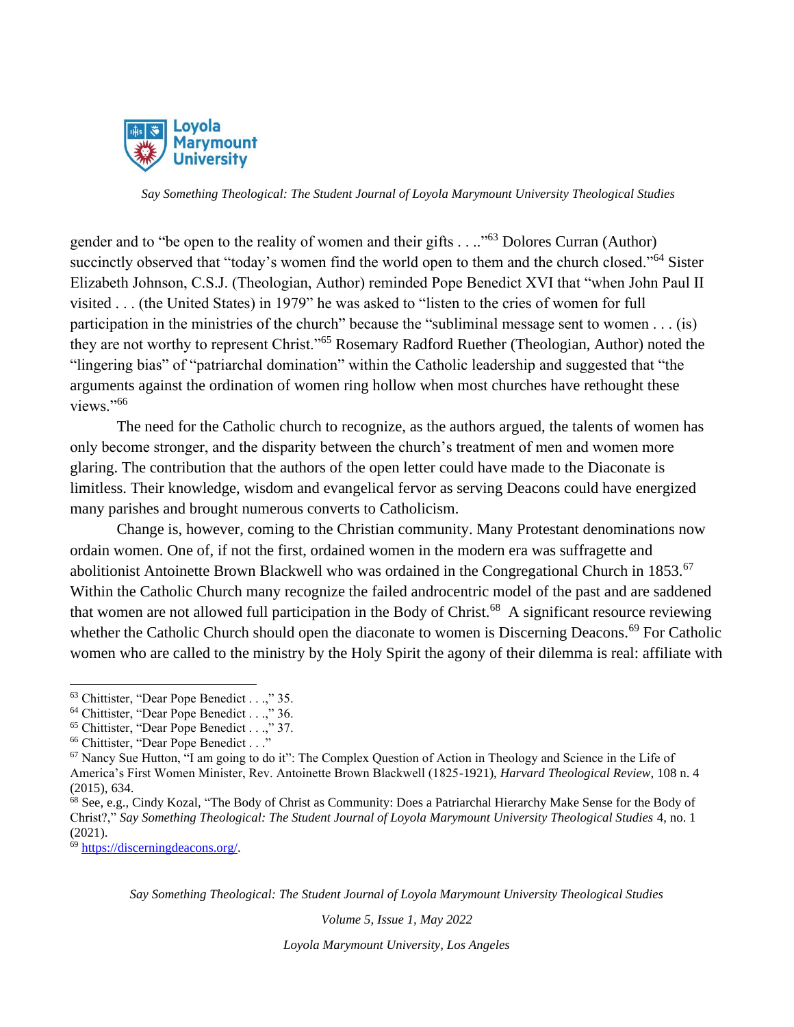gender and to "be open to the reality of women and their gifts . . .."[63] Dolores Curran (Author) succinctly observed that "today's women find the world open to them and the church closed."[64] Sister Elizabeth Johnson, C.S.J. (Theologian, Author) reminded Pope Benedict XVI that "when John Paul II visited . . . (the United States) in 1979" he was asked to "listen to the cries of women for full participation in the ministries of the church" because the "subliminal message sent to women . . . (is) they are not worthy to represent Christ."[65] Rosemary Radford Ruether (Theologian, Author) noted the "lingering bias" of "patriarchal domination" within the Catholic leadership and suggested that "the arguments against the ordination of women ring hollow when most churches have rethought these views."[66]

The need for the Catholic church to recognize, as the authors argued, the talents of women has only become stronger, and the disparity between the church's treatment of men and women more glaring. The contribution that the authors of the open letter could have made to the Diaconate is limitless. Their knowledge, wisdom and evangelical fervor as serving Deacons could have energized many parishes and brought numerous converts to Catholicism.

Change is, however, coming to the Christian community. Many Protestant denominations now ordain women. One of, if not the first, ordained women in the modern era was suffragette and abolitionist Antoinette Brown Blackwell who was ordained in the Congregational Church in 1853.[67] Within the Catholic Church many recognize the failed androcentric model of the past and are saddened that women are not allowed full participation in the Body of Christ.[68] A significant resource reviewing whether the Catholic Church should open the diaconate to women is Discerning Deacons.[69] For Catholic women who are called to the ministry by the Holy Spirit the agony of their dilemma is real: affiliate with

---

[63] Chittister, "Dear Pope Benedict . . .," 35.

[64] Chittister, "Dear Pope Benedict . . .," 36.

[65] Chittister, "Dear Pope Benedict . . .," 37.

[66] Chittister, "Dear Pope Benedict . . ."

[67] Nancy Sue Hutton, "I am going to do it": The Complex Question of Action in Theology and Science in the Life of America's First Women Minister, Rev. Antoinette Brown Blackwell (1825-1921), *Harvard Theological Review*, 108 n. 4 (2015), 634.

[68] See, e.g., Cindy Kozal, "The Body of Christ as Community: Does a Patriarchal Hierarchy Make Sense for the Body of Christ?," *Say Something Theological: The Student Journal of Loyola Marymount University Theological Studies* 4, no. 1 (2021).

[69] https://discerningdeacons.org/.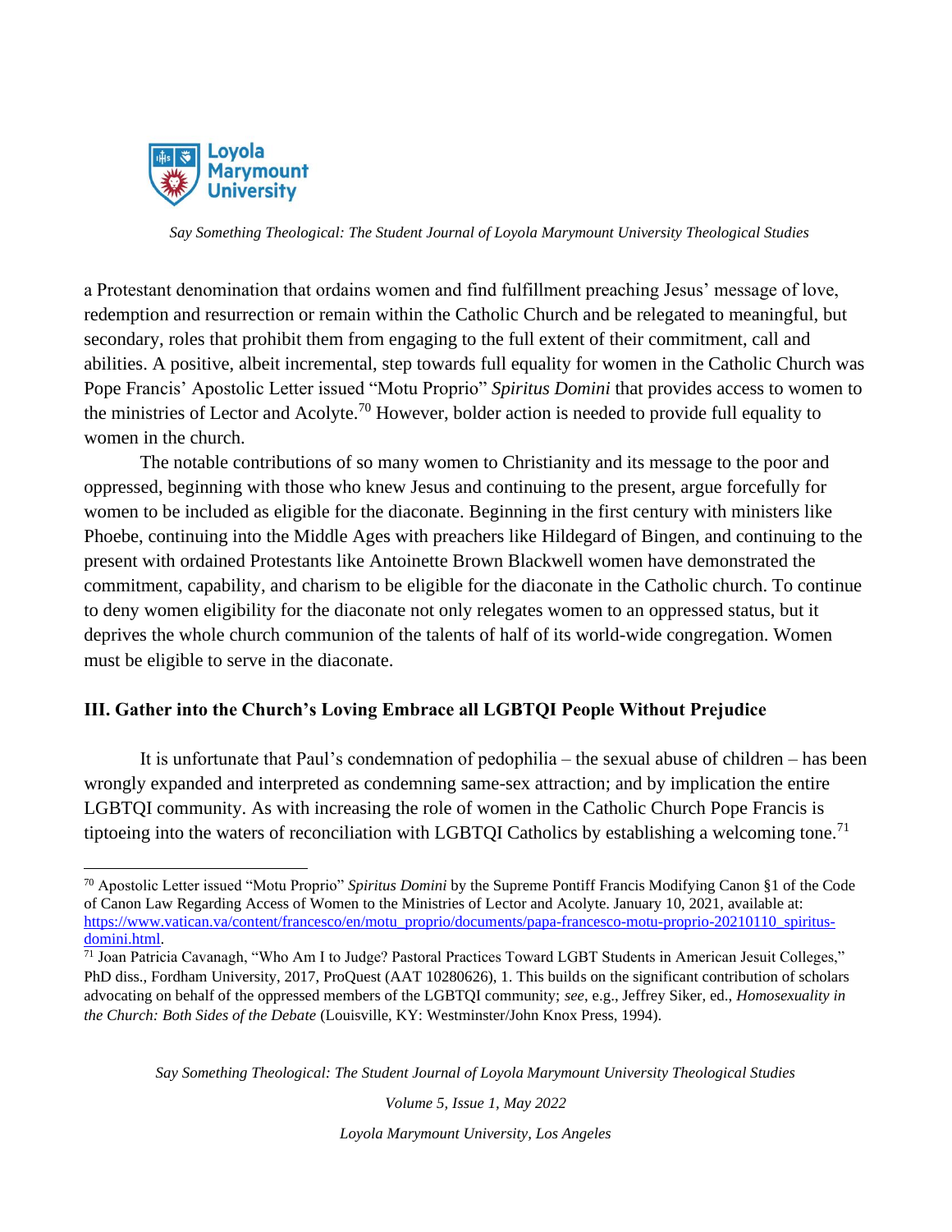a Protestant denomination that ordains women and find fulfillment preaching Jesus' message of love, redemption and resurrection or remain within the Catholic Church and be relegated to meaningful, but secondary, roles that prohibit them from engaging to the full extent of their commitment, call and abilities. A positive, albeit incremental, step towards full equality for women in the Catholic Church was Pope Francis' Apostolic Letter issued "Motu Proprio" *Spiritus Domini* that provides access to women to the ministries of Lector and Acolyte.[70] However, bolder action is needed to provide full equality to women in the church.

The notable contributions of so many women to Christianity and its message to the poor and oppressed, beginning with those who knew Jesus and continuing to the present, argue forcefully for women to be included as eligible for the diaconate. Beginning in the first century with ministers like Phoebe, continuing into the Middle Ages with preachers like Hildegard of Bingen, and continuing to the present with ordained Protestants like Antoinette Brown Blackwell women have demonstrated the commitment, capability, and charism to be eligible for the diaconate in the Catholic church. To continue to deny women eligibility for the diaconate not only relegates women to an oppressed status, but it deprives the whole church communion of the talents of half of its world-wide congregation. Women must be eligible to serve in the diaconate.

### III. Gather into the Church's Loving Embrace all LGBTQI People Without Prejudice

It is unfortunate that Paul's condemnation of pedophilia – the sexual abuse of children – has been wrongly expanded and interpreted as condemning same-sex attraction; and by implication the entire LGBTQI community. As with increasing the role of women in the Catholic Church Pope Francis is tiptoeing into the waters of reconciliation with LGBTQI Catholics by establishing a welcoming tone.[71]

---

[70] Apostolic Letter issued "Motu Proprio" *Spiritus Domini* by the Supreme Pontiff Francis Modifying Canon §1 of the Code of Canon Law Regarding Access of Women to the Ministries of Lector and Acolyte. January 10, 2021, available at: https://www.vatican.va/content/francesco/en/motu_proprio/documents/papa-francesco-motu-proprio-20210110_spiritus-domini.html.

[71] Joan Patricia Cavanagh, "Who Am I to Judge? Pastoral Practices Toward LGBT Students in American Jesuit Colleges," PhD diss., Fordham University, 2017, ProQuest (AAT 10280626), 1. This builds on the significant contribution of scholars advocating on behalf of the oppressed members of the LGBTQI community; *see*, e.g., Jeffrey Siker, ed., *Homosexuality in the Church: Both Sides of the Debate* (Louisville, KY: Westminster/John Knox Press, 1994).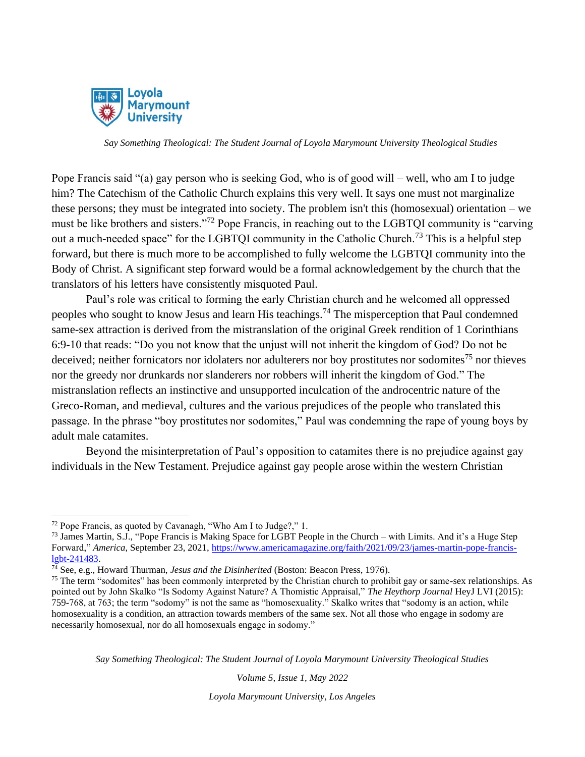Pope Francis said "(a) gay person who is seeking God, who is of good will – well, who am I to judge him? The Catechism of the Catholic Church explains this very well. It says one must not marginalize these persons; they must be integrated into society. The problem isn't this (homosexual) orientation – we must be like brothers and sisters."[72] Pope Francis, in reaching out to the LGBTQI community is "carving out a much-needed space" for the LGBTQI community in the Catholic Church.[73] This is a helpful step forward, but there is much more to be accomplished to fully welcome the LGBTQI community into the Body of Christ. A significant step forward would be a formal acknowledgement by the church that the translators of his letters have consistently misquoted Paul.

Paul's role was critical to forming the early Christian church and he welcomed all oppressed peoples who sought to know Jesus and learn His teachings.[74] The misperception that Paul condemned same-sex attraction is derived from the mistranslation of the original Greek rendition of 1 Corinthians 6:9-10 that reads: "Do you not know that the unjust will not inherit the kingdom of God? Do not be deceived; neither fornicators nor idolaters nor adulterers nor boy prostitutes nor sodomites[75] nor thieves nor the greedy nor drunkards nor slanderers nor robbers will inherit the kingdom of God." The mistranslation reflects an instinctive and unsupported inculcation of the androcentric nature of the Greco-Roman, and medieval, cultures and the various prejudices of the people who translated this passage. In the phrase "boy prostitutes nor sodomites," Paul was condemning the rape of young boys by adult male catamites.

Beyond the misinterpretation of Paul's opposition to catamites there is no prejudice against gay individuals in the New Testament. Prejudice against gay people arose within the western Christian

---

[72] Pope Francis, as quoted by Cavanagh, "Who Am I to Judge?," 1.

[73] James Martin, S.J., "Pope Francis is Making Space for LGBT People in the Church – with Limits. And it's a Huge Step Forward," *America*, September 23, 2021, https://www.americamagazine.org/faith/2021/09/23/james-martin-pope-francis-lgbt-241483.

[74] See, e.g., Howard Thurman, *Jesus and the Disinherited* (Boston: Beacon Press, 1976).

[75] The term "sodomites" has been commonly interpreted by the Christian church to prohibit gay or same-sex relationships. As pointed out by John Skalko "Is Sodomy Against Nature? A Thomistic Appraisal," *The Heythorp Journal* HeyJ LVI (2015): 759-768, at 763; the term "sodomy" is not the same as "homosexuality." Skalko writes that "sodomy is an action, while homosexuality is a condition, an attraction towards members of the same sex. Not all those who engage in sodomy are necessarily homosexual, nor do all homosexuals engage in sodomy."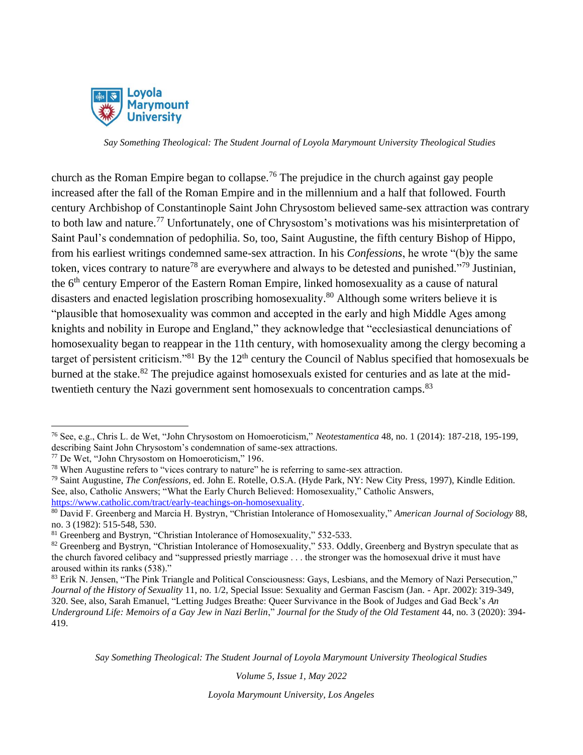church as the Roman Empire began to collapse.[76] The prejudice in the church against gay people increased after the fall of the Roman Empire and in the millennium and a half that followed. Fourth century Archbishop of Constantinople Saint John Chrysostom believed same-sex attraction was contrary to both law and nature.[77] Unfortunately, one of Chrysostom's motivations was his misinterpretation of Saint Paul's condemnation of pedophilia. So, too, Saint Augustine, the fifth century Bishop of Hippo, from his earliest writings condemned same-sex attraction. In his *Confessions*, he wrote "(b)y the same token, vices contrary to nature[78] are everywhere and always to be detested and punished."[79] Justinian, the 6th century Emperor of the Eastern Roman Empire, linked homosexuality as a cause of natural disasters and enacted legislation proscribing homosexuality.[80] Although some writers believe it is "plausible that homosexuality was common and accepted in the early and high Middle Ages among knights and nobility in Europe and England," they acknowledge that "ecclesiastical denunciations of homosexuality began to reappear in the 11th century, with homosexuality among the clergy becoming a target of persistent criticism."[81] By the 12th century the Council of Nablus specified that homosexuals be burned at the stake.[82] The prejudice against homosexuals existed for centuries and as late at the mid-twentieth century the Nazi government sent homosexuals to concentration camps.[83]

---

[76] See, e.g., Chris L. de Wet, "John Chrysostom on Homoeroticism," *Neotestamentica* 48, no. 1 (2014): 187-218, 195-199, describing Saint John Chrysostom's condemnation of same-sex attractions.

[77] De Wet, "John Chrysostom on Homoeroticism," 196.

[78] When Augustine refers to "vices contrary to nature" he is referring to same-sex attraction.

[79] Saint Augustine, *The Confessions*, ed. John E. Rotelle, O.S.A. (Hyde Park, NY: New City Press, 1997), Kindle Edition. See, also, Catholic Answers; "What the Early Church Believed: Homosexuality," Catholic Answers, https://www.catholic.com/tract/early-teachings-on-homosexuality.

[80] David F. Greenberg and Marcia H. Bystryn, "Christian Intolerance of Homosexuality," *American Journal of Sociology* 88, no. 3 (1982): 515-548, 530.

[81] Greenberg and Bystryn, "Christian Intolerance of Homosexuality," 532-533.

[82] Greenberg and Bystryn, "Christian Intolerance of Homosexuality," 533. Oddly, Greenberg and Bystryn speculate that as the church favored celibacy and "suppressed priestly marriage . . . the stronger was the homosexual drive it must have aroused within its ranks (538)."

[83] Erik N. Jensen, "The Pink Triangle and Political Consciousness: Gays, Lesbians, and the Memory of Nazi Persecution," *Journal of the History of Sexuality* 11, no. 1/2, Special Issue: Sexuality and German Fascism (Jan. - Apr. 2002): 319-349, 320. See, also, Sarah Emanuel, "Letting Judges Breathe: Queer Survivance in the Book of Judges and Gad Beck's *An Underground Life: Memoirs of a Gay Jew in Nazi Berlin*," *Journal for the Study of the Old Testament* 44, no. 3 (2020): 394-419.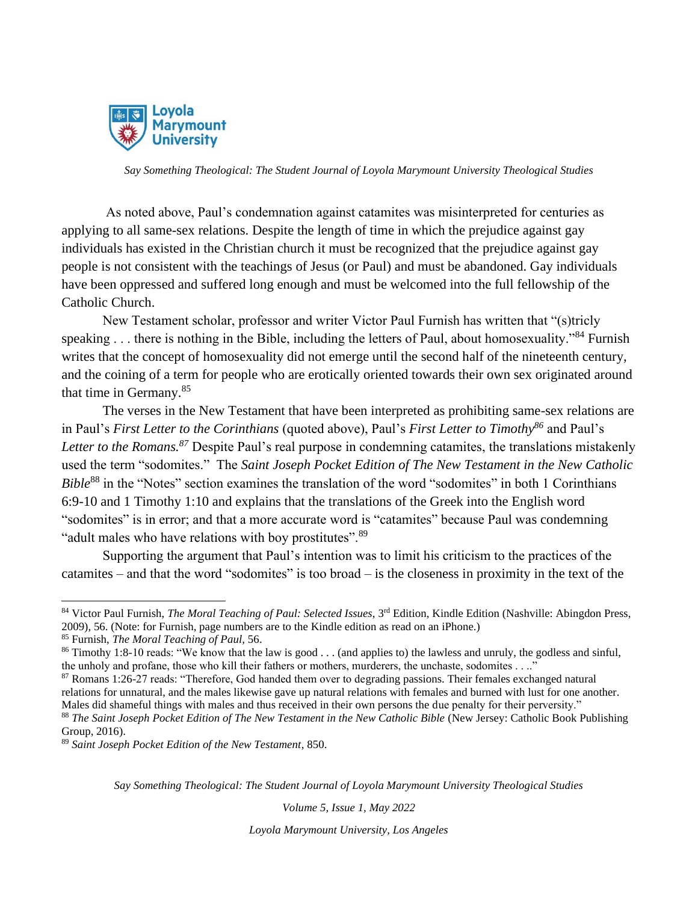As noted above, Paul's condemnation against catamites was misinterpreted for centuries as applying to all same-sex relations. Despite the length of time in which the prejudice against gay individuals has existed in the Christian church it must be recognized that the prejudice against gay people is not consistent with the teachings of Jesus (or Paul) and must be abandoned. Gay individuals have been oppressed and suffered long enough and must be welcomed into the full fellowship of the Catholic Church.

New Testament scholar, professor and writer Victor Paul Furnish has written that "(s)tricly speaking . . . there is nothing in the Bible, including the letters of Paul, about homosexuality."[84] Furnish writes that the concept of homosexuality did not emerge until the second half of the nineteenth century, and the coining of a term for people who are erotically oriented towards their own sex originated around that time in Germany.[85]

The verses in the New Testament that have been interpreted as prohibiting same-sex relations are in Paul's *First Letter to the Corinthians* (quoted above), Paul's *First Letter to Timothy*[86] and Paul's *Letter to the Romans.*[87] Despite Paul's real purpose in condemning catamites, the translations mistakenly used the term "sodomites." The *Saint Joseph Pocket Edition of The New Testament in the New Catholic Bible*[88] in the "Notes" section examines the translation of the word "sodomites" in both 1 Corinthians 6:9-10 and 1 Timothy 1:10 and explains that the translations of the Greek into the English word "sodomites" is in error; and that a more accurate word is "catamites" because Paul was condemning "adult males who have relations with boy prostitutes".[89]

Supporting the argument that Paul's intention was to limit his criticism to the practices of the catamites – and that the word "sodomites" is too broad – is the closeness in proximity in the text of the

---

[84] Victor Paul Furnish, *The Moral Teaching of Paul: Selected Issues*, 3rd Edition, Kindle Edition (Nashville: Abingdon Press, 2009), 56. (Note: for Furnish, page numbers are to the Kindle edition as read on an iPhone.)

[85] Furnish, *The Moral Teaching of Paul,* 56.

[86] Timothy 1:8-10 reads: "We know that the law is good . . . (and applies to) the lawless and unruly, the godless and sinful, the unholy and profane, those who kill their fathers or mothers, murderers, the unchaste, sodomites . . .."

[87] Romans 1:26-27 reads: "Therefore, God handed them over to degrading passions. Their females exchanged natural relations for unnatural, and the males likewise gave up natural relations with females and burned with lust for one another. Males did shameful things with males and thus received in their own persons the due penalty for their perversity."

[88] *The Saint Joseph Pocket Edition of The New Testament in the New Catholic Bible* (New Jersey: Catholic Book Publishing Group, 2016).

[89] *Saint Joseph Pocket Edition of the New Testament*, 850.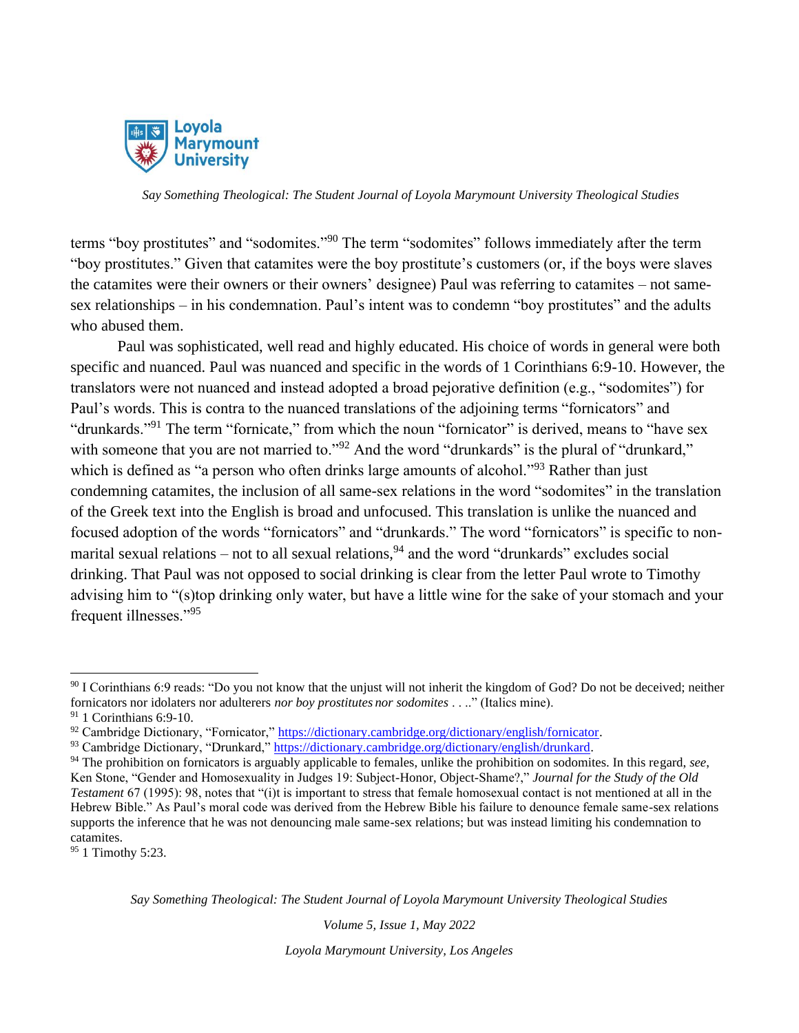terms “boy prostitutes” and “sodomites.”[90] The term “sodomites” follows immediately after the term “boy prostitutes.” Given that catamites were the boy prostitute’s customers (or, if the boys were slaves the catamites were their owners or their owners’ designee) Paul was referring to catamites – not same-sex relationships – in his condemnation. Paul’s intent was to condemn “boy prostitutes” and the adults who abused them.

Paul was sophisticated, well read and highly educated. His choice of words in general were both specific and nuanced. Paul was nuanced and specific in the words of 1 Corinthians 6:9-10. However, the translators were not nuanced and instead adopted a broad pejorative definition (e.g., “sodomites”) for Paul’s words. This is contra to the nuanced translations of the adjoining terms “fornicators” and “drunkards.”[91] The term “fornicate,” from which the noun “fornicator” is derived, means to “have sex with someone that you are not married to.”[92] And the word “drunkards” is the plural of “drunkard,” which is defined as “a person who often drinks large amounts of alcohol.”[93] Rather than just condemning catamites, the inclusion of all same-sex relations in the word “sodomites” in the translation of the Greek text into the English is broad and unfocused. This translation is unlike the nuanced and focused adoption of the words “fornicators” and “drunkards.” The word “fornicators” is specific to non-marital sexual relations – not to all sexual relations,[94] and the word “drunkards” excludes social drinking. That Paul was not opposed to social drinking is clear from the letter Paul wrote to Timothy advising him to “(s)top drinking only water, but have a little wine for the sake of your stomach and your frequent illnesses.”[95]

---

[90] I Corinthians 6:9 reads: “Do you not know that the unjust will not inherit the kingdom of God? Do not be deceived; neither fornicators nor idolaters nor adulterers *nor boy prostitutes nor sodomites* . . ..” (Italics mine).

[91] 1 Corinthians 6:9-10.

[92] Cambridge Dictionary, “Fornicator,” https://dictionary.cambridge.org/dictionary/english/fornicator.

[93] Cambridge Dictionary, “Drunkard,” https://dictionary.cambridge.org/dictionary/english/drunkard.

[94] The prohibition on fornicators is arguably applicable to females, unlike the prohibition on sodomites. In this regard, *see*, Ken Stone, “Gender and Homosexuality in Judges 19: Subject-Honor, Object-Shame?,” *Journal for the Study of the Old Testament* 67 (1995): 98, notes that “(i)t is important to stress that female homosexual contact is not mentioned at all in the Hebrew Bible.” As Paul’s moral code was derived from the Hebrew Bible his failure to denounce female same-sex relations supports the inference that he was not denouncing male same-sex relations; but was instead limiting his condemnation to catamites.

[95] 1 Timothy 5:23.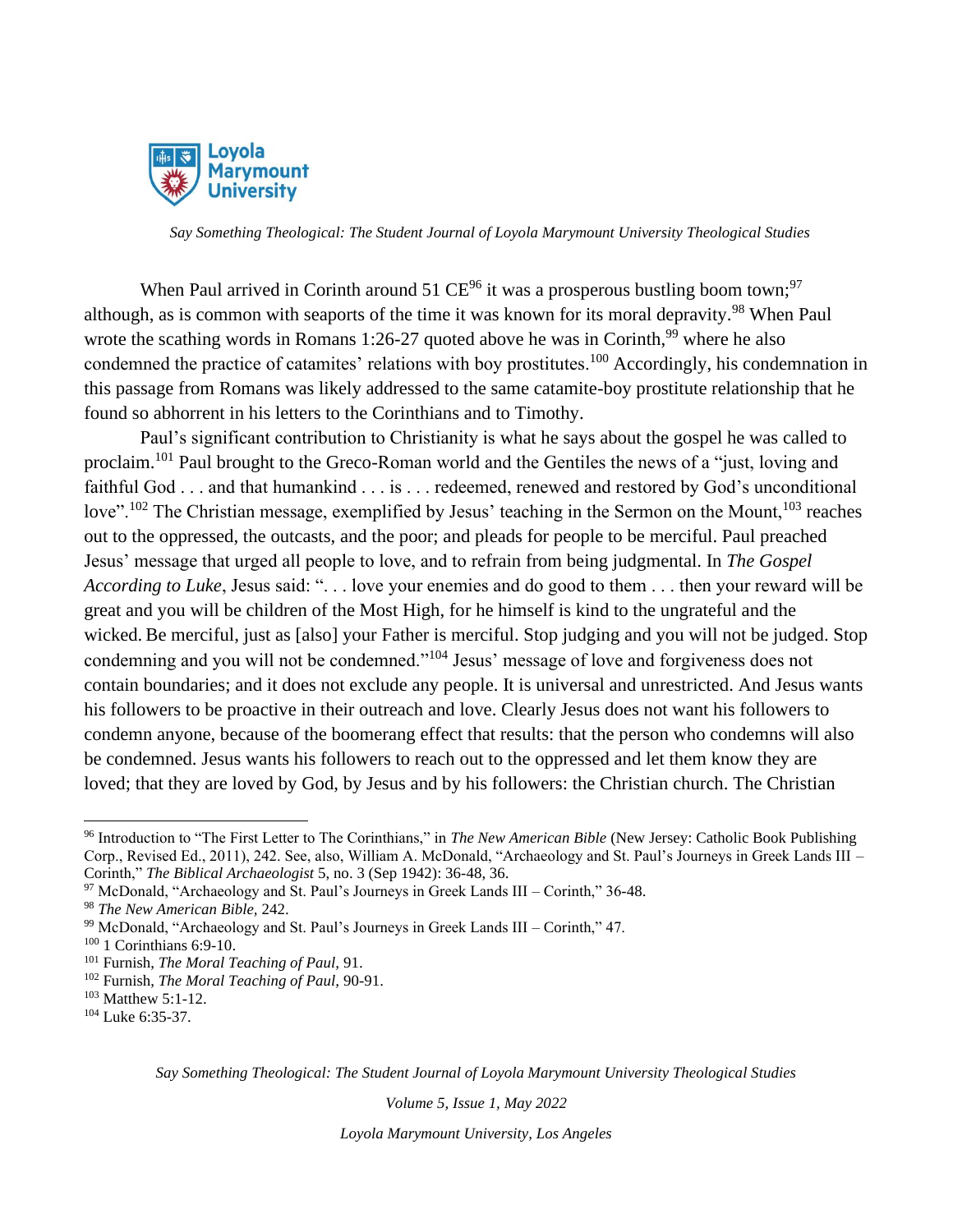When Paul arrived in Corinth around 51 CE[96] it was a prosperous bustling boom town;[97] although, as is common with seaports of the time it was known for its moral depravity.[98] When Paul wrote the scathing words in Romans 1:26-27 quoted above he was in Corinth,[99] where he also condemned the practice of catamites' relations with boy prostitutes.[100] Accordingly, his condemnation in this passage from Romans was likely addressed to the same catamite-boy prostitute relationship that he found so abhorrent in his letters to the Corinthians and to Timothy.

Paul's significant contribution to Christianity is what he says about the gospel he was called to proclaim.[101] Paul brought to the Greco-Roman world and the Gentiles the news of a "just, loving and faithful God . . . and that humankind . . . is . . . redeemed, renewed and restored by God's unconditional love".[102] The Christian message, exemplified by Jesus' teaching in the Sermon on the Mount,[103] reaches out to the oppressed, the outcasts, and the poor; and pleads for people to be merciful. Paul preached Jesus' message that urged all people to love, and to refrain from being judgmental. In *The Gospel According to Luke*, Jesus said: ". . . love your enemies and do good to them . . . then your reward will be great and you will be children of the Most High, for he himself is kind to the ungrateful and the wicked. Be merciful, just as [also] your Father is merciful. Stop judging and you will not be judged. Stop condemning and you will not be condemned."[104] Jesus' message of love and forgiveness does not contain boundaries; and it does not exclude any people. It is universal and unrestricted. And Jesus wants his followers to be proactive in their outreach and love. Clearly Jesus does not want his followers to condemn anyone, because of the boomerang effect that results: that the person who condemns will also be condemned. Jesus wants his followers to reach out to the oppressed and let them know they are loved; that they are loved by God, by Jesus and by his followers: the Christian church. The Christian

---

[96] Introduction to "The First Letter to The Corinthians," in *The New American Bible* (New Jersey: Catholic Book Publishing Corp., Revised Ed., 2011), 242. See, also, William A. McDonald, "Archaeology and St. Paul's Journeys in Greek Lands III – Corinth," *The Biblical Archaeologist* 5, no. 3 (Sep 1942): 36-48, 36.

[97] McDonald, "Archaeology and St. Paul's Journeys in Greek Lands III – Corinth," 36-48.

[98] *The New American Bible,* 242.

[99] McDonald, "Archaeology and St. Paul's Journeys in Greek Lands III – Corinth," 47.

[100] 1 Corinthians 6:9-10.

[101] Furnish, *The Moral Teaching of Paul*, 91.

[102] Furnish, *The Moral Teaching of Paul*, 90-91.

[103] Matthew 5:1-12.

[104] Luke 6:35-37.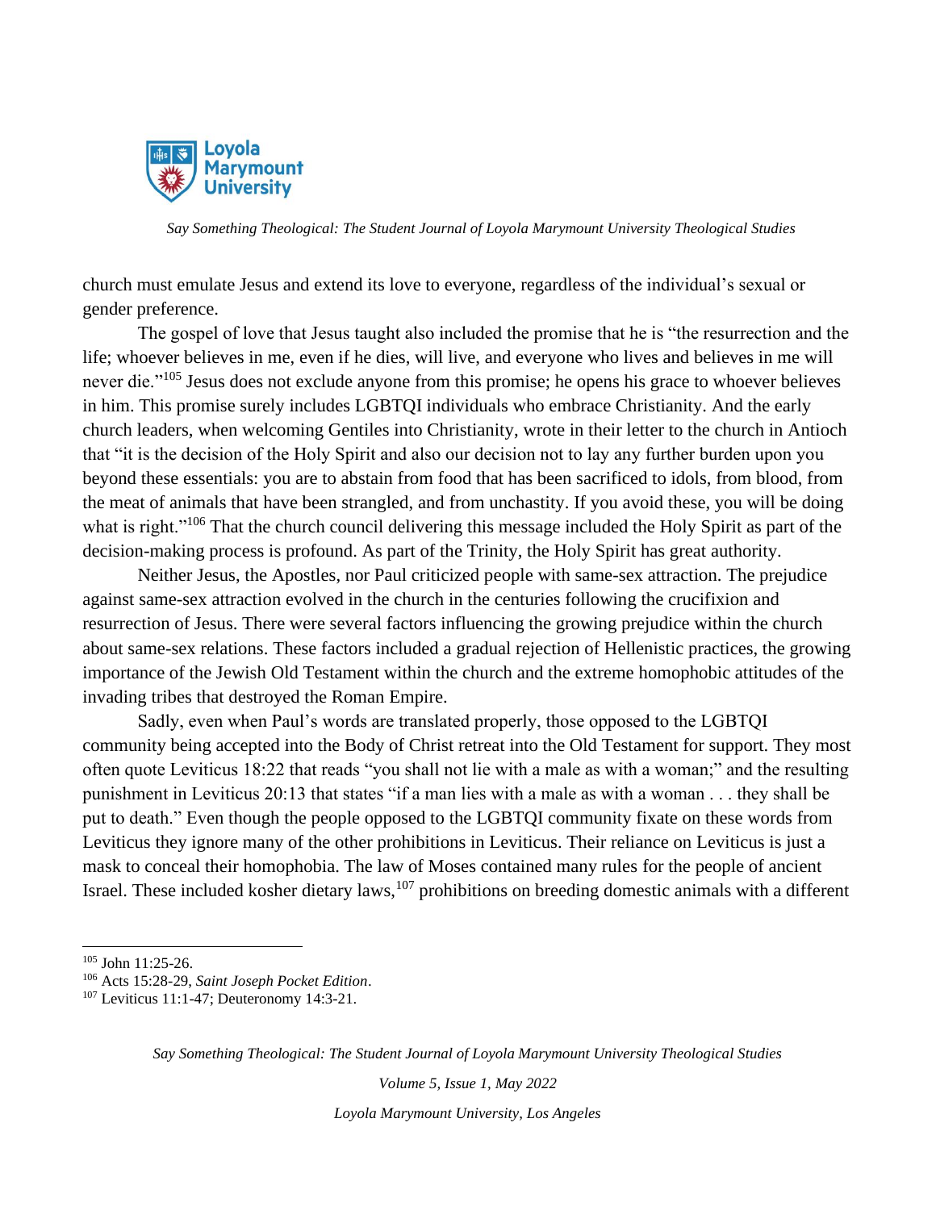church must emulate Jesus and extend its love to everyone, regardless of the individual's sexual or gender preference.

The gospel of love that Jesus taught also included the promise that he is "the resurrection and the life; whoever believes in me, even if he dies, will live, and everyone who lives and believes in me will never die."[105] Jesus does not exclude anyone from this promise; he opens his grace to whoever believes in him. This promise surely includes LGBTQI individuals who embrace Christianity. And the early church leaders, when welcoming Gentiles into Christianity, wrote in their letter to the church in Antioch that "it is the decision of the Holy Spirit and also our decision not to lay any further burden upon you beyond these essentials: you are to abstain from food that has been sacrificed to idols, from blood, from the meat of animals that have been strangled, and from unchastity. If you avoid these, you will be doing what is right."[106] That the church council delivering this message included the Holy Spirit as part of the decision-making process is profound. As part of the Trinity, the Holy Spirit has great authority.

Neither Jesus, the Apostles, nor Paul criticized people with same-sex attraction. The prejudice against same-sex attraction evolved in the church in the centuries following the crucifixion and resurrection of Jesus. There were several factors influencing the growing prejudice within the church about same-sex relations. These factors included a gradual rejection of Hellenistic practices, the growing importance of the Jewish Old Testament within the church and the extreme homophobic attitudes of the invading tribes that destroyed the Roman Empire.

Sadly, even when Paul's words are translated properly, those opposed to the LGBTQI community being accepted into the Body of Christ retreat into the Old Testament for support. They most often quote Leviticus 18:22 that reads "you shall not lie with a male as with a woman;" and the resulting punishment in Leviticus 20:13 that states "if a man lies with a male as with a woman . . . they shall be put to death." Even though the people opposed to the LGBTQI community fixate on these words from Leviticus they ignore many of the other prohibitions in Leviticus. Their reliance on Leviticus is just a mask to conceal their homophobia. The law of Moses contained many rules for the people of ancient Israel. These included kosher dietary laws,[107] prohibitions on breeding domestic animals with a different

---

[105] John 11:25-26.

[106] Acts 15:28-29, *Saint Joseph Pocket Edition*.

[107] Leviticus 11:1-47; Deuteronomy 14:3-21.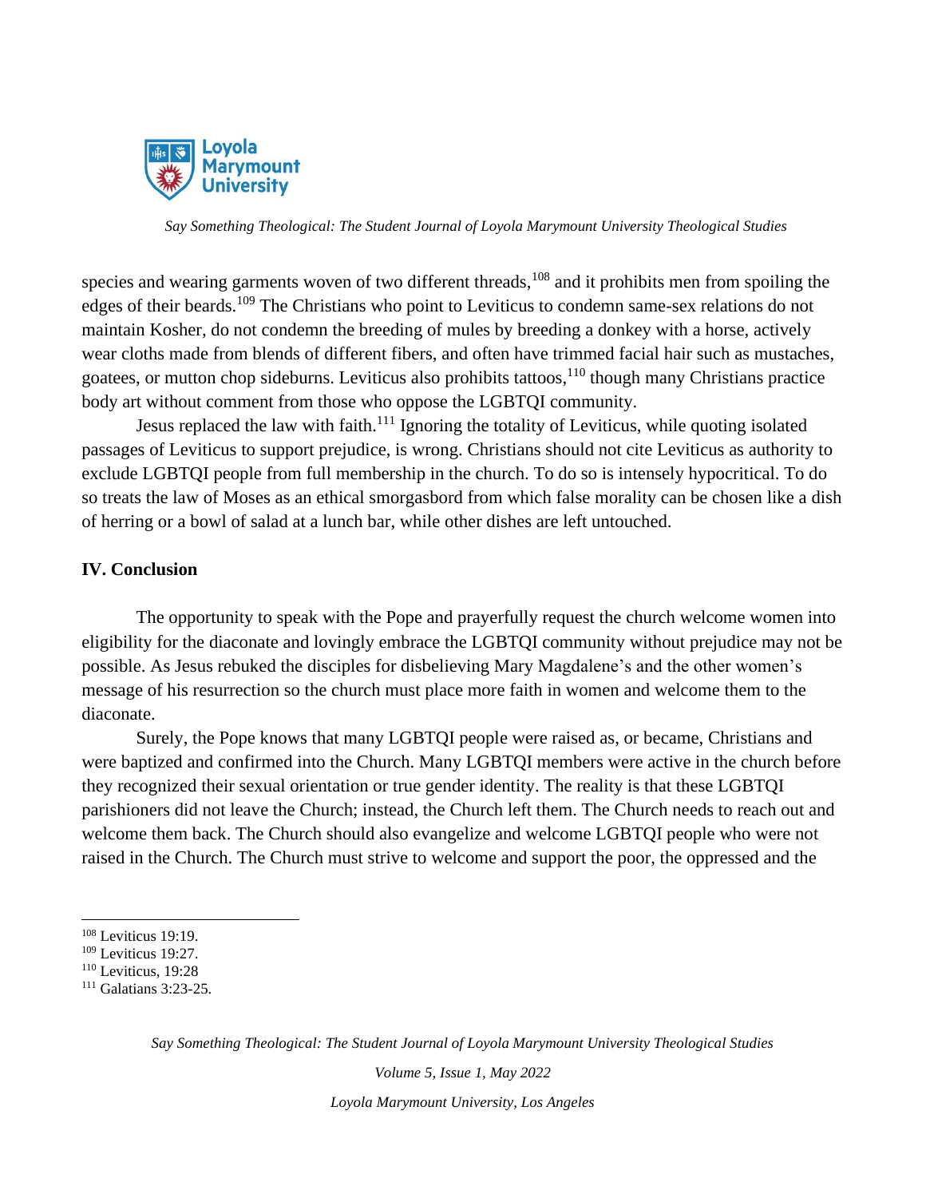species and wearing garments woven of two different threads,[108] and it prohibits men from spoiling the edges of their beards.[109] The Christians who point to Leviticus to condemn same-sex relations do not maintain Kosher, do not condemn the breeding of mules by breeding a donkey with a horse, actively wear cloths made from blends of different fibers, and often have trimmed facial hair such as mustaches, goatees, or mutton chop sideburns. Leviticus also prohibits tattoos,[110] though many Christians practice body art without comment from those who oppose the LGBTQI community.

Jesus replaced the law with faith.[111] Ignoring the totality of Leviticus, while quoting isolated passages of Leviticus to support prejudice, is wrong. Christians should not cite Leviticus as authority to exclude LGBTQI people from full membership in the church. To do so is intensely hypocritical. To do so treats the law of Moses as an ethical smorgasbord from which false morality can be chosen like a dish of herring or a bowl of salad at a lunch bar, while other dishes are left untouched.

## IV. Conclusion

The opportunity to speak with the Pope and prayerfully request the church welcome women into eligibility for the diaconate and lovingly embrace the LGBTQI community without prejudice may not be possible. As Jesus rebuked the disciples for disbelieving Mary Magdalene's and the other women's message of his resurrection so the church must place more faith in women and welcome them to the diaconate.

Surely, the Pope knows that many LGBTQI people were raised as, or became, Christians and were baptized and confirmed into the Church. Many LGBTQI members were active in the church before they recognized their sexual orientation or true gender identity. The reality is that these LGBTQI parishioners did not leave the Church; instead, the Church left them. The Church needs to reach out and welcome them back. The Church should also evangelize and welcome LGBTQI people who were not raised in the Church. The Church must strive to welcome and support the poor, the oppressed and the

---

[108] Leviticus 19:19.

[109] Leviticus 19:27.

[110] Leviticus, 19:28

[111] Galatians 3:23-25.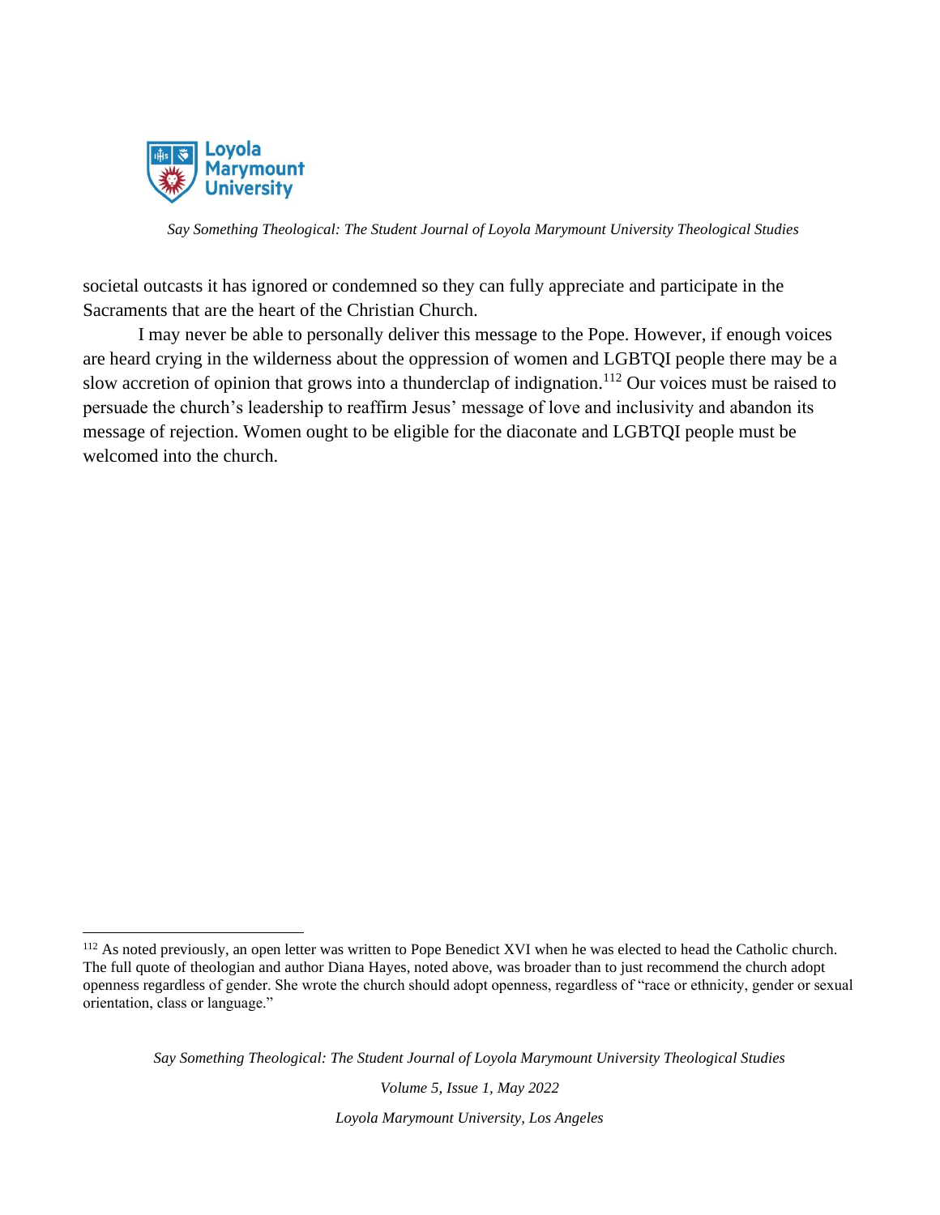societal outcasts it has ignored or condemned so they can fully appreciate and participate in the Sacraments that are the heart of the Christian Church.

I may never be able to personally deliver this message to the Pope. However, if enough voices are heard crying in the wilderness about the oppression of women and LGBTQI people there may be a slow accretion of opinion that grows into a thunderclap of indignation.[112] Our voices must be raised to persuade the church's leadership to reaffirm Jesus' message of love and inclusivity and abandon its message of rejection. Women ought to be eligible for the diaconate and LGBTQI people must be welcomed into the church.

[112] As noted previously, an open letter was written to Pope Benedict XVI when he was elected to head the Catholic church. The full quote of theologian and author Diana Hayes, noted above, was broader than to just recommend the church adopt openness regardless of gender. She wrote the church should adopt openness, regardless of "race or ethnicity, gender or sexual orientation, class or language."